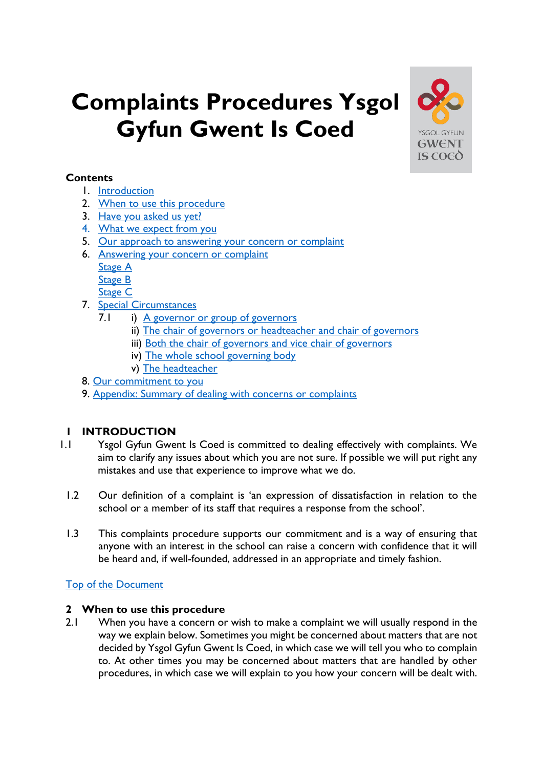# Complaints Procedures Ysgol Gyfun Gwent Is Coed

**Contents**

1. Introduction
2. When to use this procedure
3. Have you asked us yet?
4. What we expect from you
5. Our approach to answering your concern or complaint
6. Answering your concern or complaint
   - Stage A
   - Stage B
   - Stage C
7. Special Circumstances
   - 7.1
     - i) A governor or group of governors
     - ii) The chair of governors or headteacher and chair of governors
     - iii) Both the chair of governors and vice chair of governors
     - iv) The whole school governing body
     - v) The headteacher
8. Our commitment to you
9. Appendix: Summary of dealing with concerns or complaints

## 1 INTRODUCTION

1.1 Ysgol Gyfun Gwent Is Coed is committed to dealing effectively with complaints. We aim to clarify any issues about which you are not sure. If possible we will put right any mistakes and use that experience to improve what we do.

1.2 Our definition of a complaint is 'an expression of dissatisfaction in relation to the school or a member of its staff that requires a response from the school'.

1.3 This complaints procedure supports our commitment and is a way of ensuring that anyone with an interest in the school can raise a concern with confidence that it will be heard and, if well-founded, addressed in an appropriate and timely fashion.

Top of the Document

## 2 When to use this procedure

2.1 When you have a concern or wish to make a complaint we will usually respond in the way we explain below. Sometimes you might be concerned about matters that are not decided by Ysgol Gyfun Gwent Is Coed, in which case we will tell you who to complain to. At other times you may be concerned about matters that are handled by other procedures, in which case we will explain to you how your concern will be dealt with.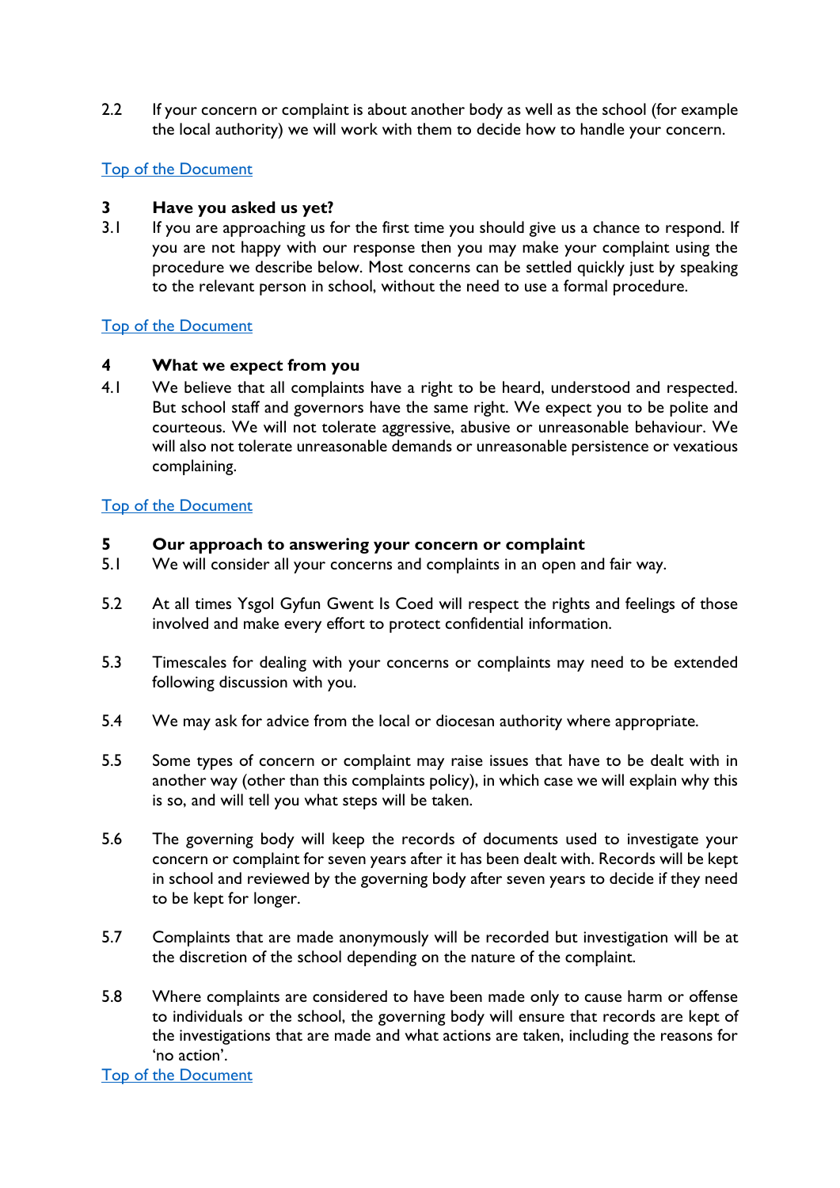2.2 If your concern or complaint is about another body as well as the school (for example the local authority) we will work with them to decide how to handle your concern.

[Top of the Document](#)

## 3 Have you asked us yet?

3.1 If you are approaching us for the first time you should give us a chance to respond. If you are not happy with our response then you may make your complaint using the procedure we describe below. Most concerns can be settled quickly just by speaking to the relevant person in school, without the need to use a formal procedure.

[Top of the Document](#)

## 4 What we expect from you

4.1 We believe that all complaints have a right to be heard, understood and respected. But school staff and governors have the same right. We expect you to be polite and courteous. We will not tolerate aggressive, abusive or unreasonable behaviour. We will also not tolerate unreasonable demands or unreasonable persistence or vexatious complaining.

[Top of the Document](#)

## 5 Our approach to answering your concern or complaint

5.1 We will consider all your concerns and complaints in an open and fair way.

5.2 At all times Ysgol Gyfun Gwent Is Coed will respect the rights and feelings of those involved and make every effort to protect confidential information.

5.3 Timescales for dealing with your concerns or complaints may need to be extended following discussion with you.

5.4 We may ask for advice from the local or diocesan authority where appropriate.

5.5 Some types of concern or complaint may raise issues that have to be dealt with in another way (other than this complaints policy), in which case we will explain why this is so, and will tell you what steps will be taken.

5.6 The governing body will keep the records of documents used to investigate your concern or complaint for seven years after it has been dealt with. Records will be kept in school and reviewed by the governing body after seven years to decide if they need to be kept for longer.

5.7 Complaints that are made anonymously will be recorded but investigation will be at the discretion of the school depending on the nature of the complaint.

5.8 Where complaints are considered to have been made only to cause harm or offense to individuals or the school, the governing body will ensure that records are kept of the investigations that are made and what actions are taken, including the reasons for 'no action'.

[Top of the Document](#)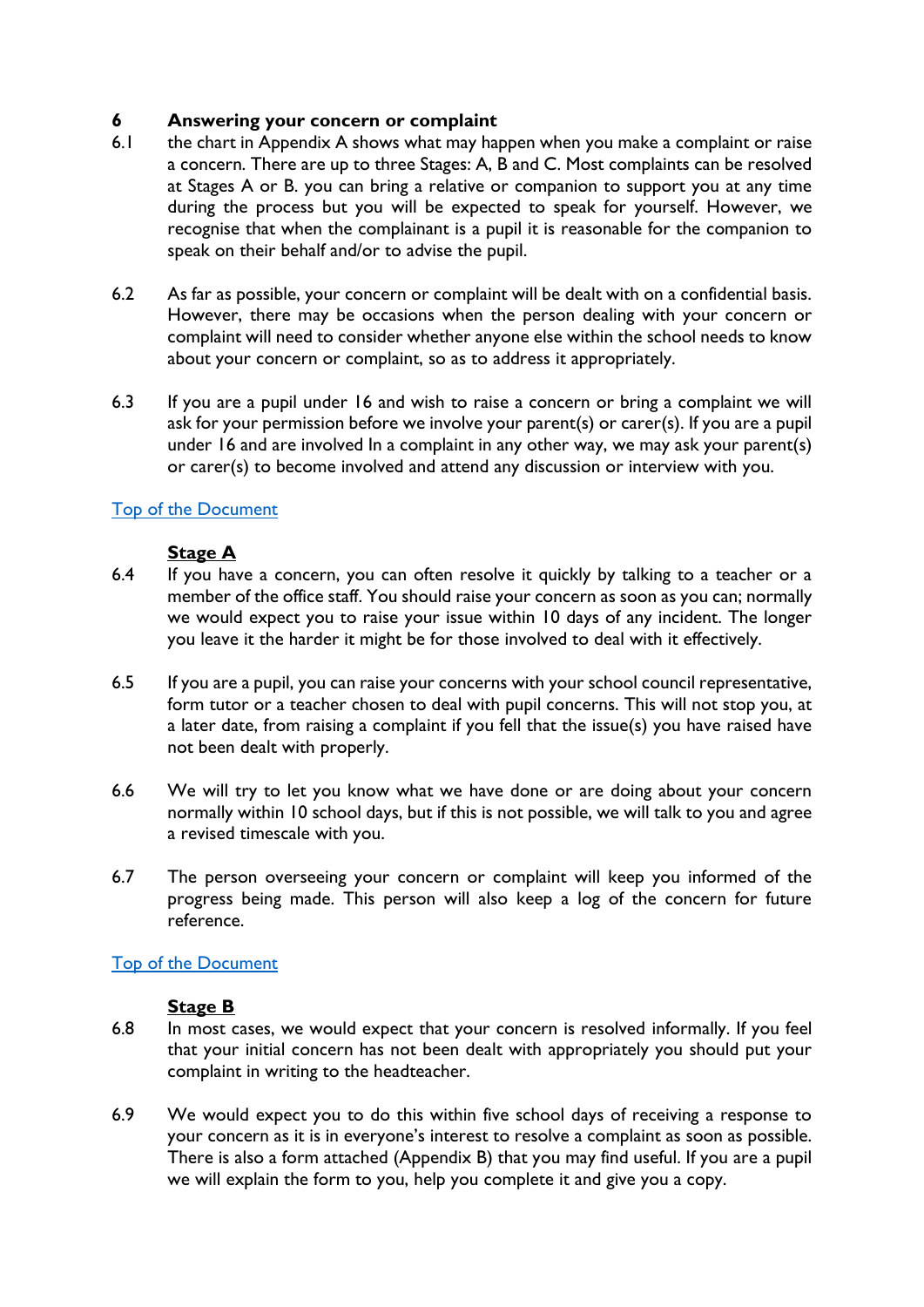## 6 Answering your concern or complaint

6.1 the chart in Appendix A shows what may happen when you make a complaint or raise a concern. There are up to three Stages: A, B and C. Most complaints can be resolved at Stages A or B. you can bring a relative or companion to support you at any time during the process but you will be expected to speak for yourself. However, we recognise that when the complainant is a pupil it is reasonable for the companion to speak on their behalf and/or to advise the pupil.

6.2 As far as possible, your concern or complaint will be dealt with on a confidential basis. However, there may be occasions when the person dealing with your concern or complaint will need to consider whether anyone else within the school needs to know about your concern or complaint, so as to address it appropriately.

6.3 If you are a pupil under 16 and wish to raise a concern or bring a complaint we will ask for your permission before we involve your parent(s) or carer(s). If you are a pupil under 16 and are involved In a complaint in any other way, we may ask your parent(s) or carer(s) to become involved and attend any discussion or interview with you.

Top of the Document

### Stage A

6.4 If you have a concern, you can often resolve it quickly by talking to a teacher or a member of the office staff. You should raise your concern as soon as you can; normally we would expect you to raise your issue within 10 days of any incident. The longer you leave it the harder it might be for those involved to deal with it effectively.

6.5 If you are a pupil, you can raise your concerns with your school council representative, form tutor or a teacher chosen to deal with pupil concerns. This will not stop you, at a later date, from raising a complaint if you fell that the issue(s) you have raised have not been dealt with properly.

6.6 We will try to let you know what we have done or are doing about your concern normally within 10 school days, but if this is not possible, we will talk to you and agree a revised timescale with you.

6.7 The person overseeing your concern or complaint will keep you informed of the progress being made. This person will also keep a log of the concern for future reference.

Top of the Document

### Stage B

6.8 In most cases, we would expect that your concern is resolved informally. If you feel that your initial concern has not been dealt with appropriately you should put your complaint in writing to the headteacher.

6.9 We would expect you to do this within five school days of receiving a response to your concern as it is in everyone's interest to resolve a complaint as soon as possible. There is also a form attached (Appendix B) that you may find useful. If you are a pupil we will explain the form to you, help you complete it and give you a copy.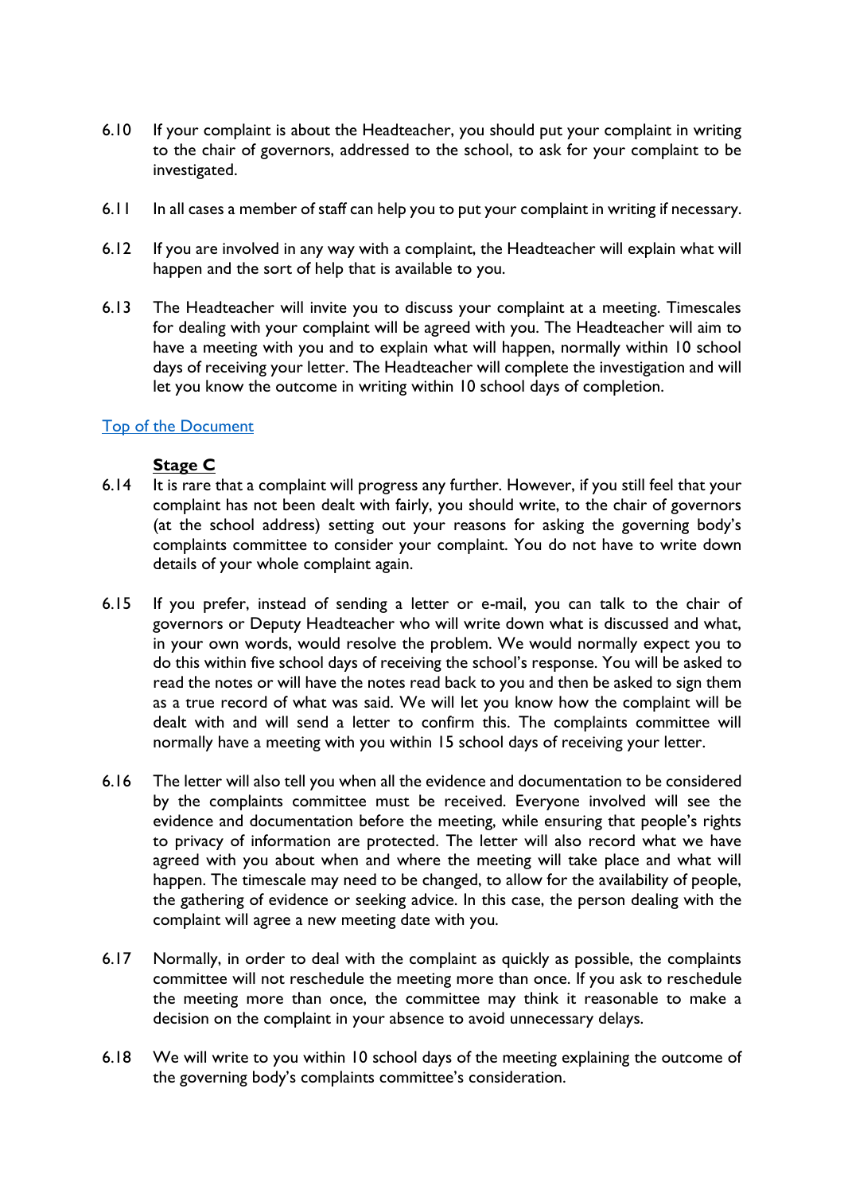6.10 If your complaint is about the Headteacher, you should put your complaint in writing to the chair of governors, addressed to the school, to ask for your complaint to be investigated.

6.11 In all cases a member of staff can help you to put your complaint in writing if necessary.

6.12 If you are involved in any way with a complaint, the Headteacher will explain what will happen and the sort of help that is available to you.

6.13 The Headteacher will invite you to discuss your complaint at a meeting. Timescales for dealing with your complaint will be agreed with you. The Headteacher will aim to have a meeting with you and to explain what will happen, normally within 10 school days of receiving your letter. The Headteacher will complete the investigation and will let you know the outcome in writing within 10 school days of completion.

[Top of the Document]

### **Stage C**

6.14 It is rare that a complaint will progress any further. However, if you still feel that your complaint has not been dealt with fairly, you should write, to the chair of governors (at the school address) setting out your reasons for asking the governing body's complaints committee to consider your complaint. You do not have to write down details of your whole complaint again.

6.15 If you prefer, instead of sending a letter or e-mail, you can talk to the chair of governors or Deputy Headteacher who will write down what is discussed and what, in your own words, would resolve the problem. We would normally expect you to do this within five school days of receiving the school's response. You will be asked to read the notes or will have the notes read back to you and then be asked to sign them as a true record of what was said. We will let you know how the complaint will be dealt with and will send a letter to confirm this. The complaints committee will normally have a meeting with you within 15 school days of receiving your letter.

6.16 The letter will also tell you when all the evidence and documentation to be considered by the complaints committee must be received. Everyone involved will see the evidence and documentation before the meeting, while ensuring that people's rights to privacy of information are protected. The letter will also record what we have agreed with you about when and where the meeting will take place and what will happen. The timescale may need to be changed, to allow for the availability of people, the gathering of evidence or seeking advice. In this case, the person dealing with the complaint will agree a new meeting date with you.

6.17 Normally, in order to deal with the complaint as quickly as possible, the complaints committee will not reschedule the meeting more than once. If you ask to reschedule the meeting more than once, the committee may think it reasonable to make a decision on the complaint in your absence to avoid unnecessary delays.

6.18 We will write to you within 10 school days of the meeting explaining the outcome of the governing body's complaints committee's consideration.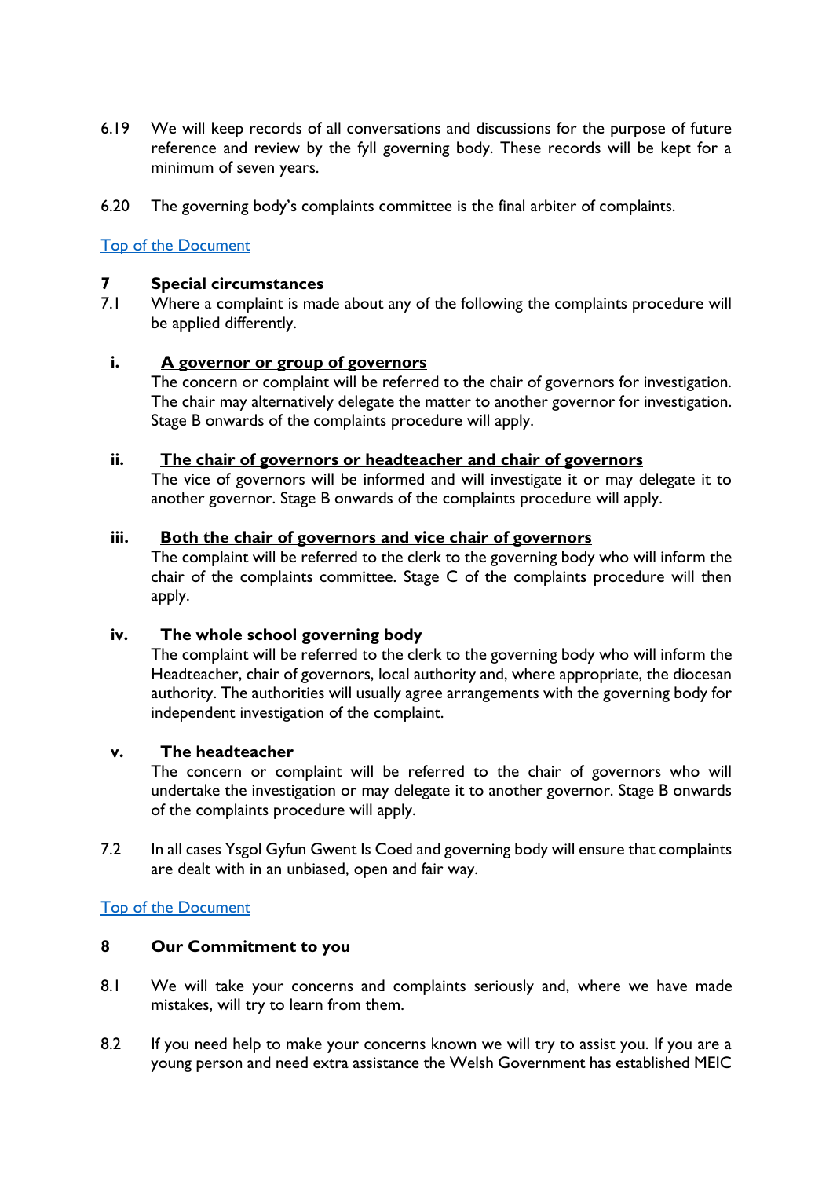6.19 We will keep records of all conversations and discussions for the purpose of future reference and review by the fyll governing body. These records will be kept for a minimum of seven years.

6.20 The governing body's complaints committee is the final arbiter of complaints.

Top of the Document

## 7 Special circumstances

7.1 Where a complaint is made about any of the following the complaints procedure will be applied differently.

**i. <u>A governor or group of governors</u>**

The concern or complaint will be referred to the chair of governors for investigation. The chair may alternatively delegate the matter to another governor for investigation. Stage B onwards of the complaints procedure will apply.

**ii. <u>The chair of governors or headteacher and chair of governors</u>**

The vice of governors will be informed and will investigate it or may delegate it to another governor. Stage B onwards of the complaints procedure will apply.

**iii. <u>Both the chair of governors and vice chair of governors</u>**

The complaint will be referred to the clerk to the governing body who will inform the chair of the complaints committee. Stage C of the complaints procedure will then apply.

**iv. <u>The whole school governing body</u>**

The complaint will be referred to the clerk to the governing body who will inform the Headteacher, chair of governors, local authority and, where appropriate, the diocesan authority. The authorities will usually agree arrangements with the governing body for independent investigation of the complaint.

**v. <u>The headteacher</u>**

The concern or complaint will be referred to the chair of governors who will undertake the investigation or may delegate it to another governor. Stage B onwards of the complaints procedure will apply.

7.2 In all cases Ysgol Gyfun Gwent Is Coed and governing body will ensure that complaints are dealt with in an unbiased, open and fair way.

Top of the Document

## 8 Our Commitment to you

8.1 We will take your concerns and complaints seriously and, where we have made mistakes, will try to learn from them.

8.2 If you need help to make your concerns known we will try to assist you. If you are a young person and need extra assistance the Welsh Government has established MEIC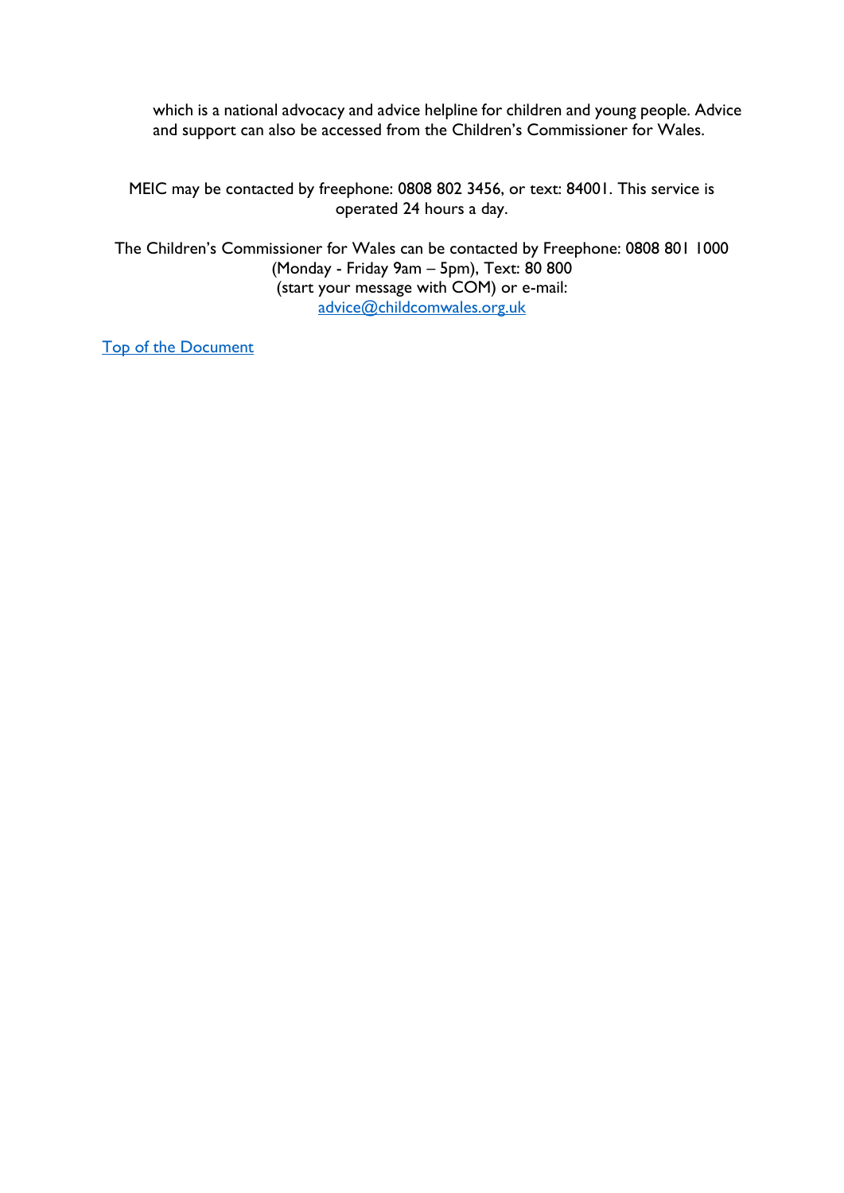which is a national advocacy and advice helpline for children and young people. Advice and support can also be accessed from the Children's Commissioner for Wales.

MEIC may be contacted by freephone: 0808 802 3456, or text: 84001. This service is operated 24 hours a day.

The Children's Commissioner for Wales can be contacted by Freephone: 0808 801 1000 (Monday - Friday 9am – 5pm), Text: 80 800 (start your message with COM) or e-mail: [advice@childcomwales.org.uk](mailto:advice@childcomwales.org.uk)

[Top of the Document](#)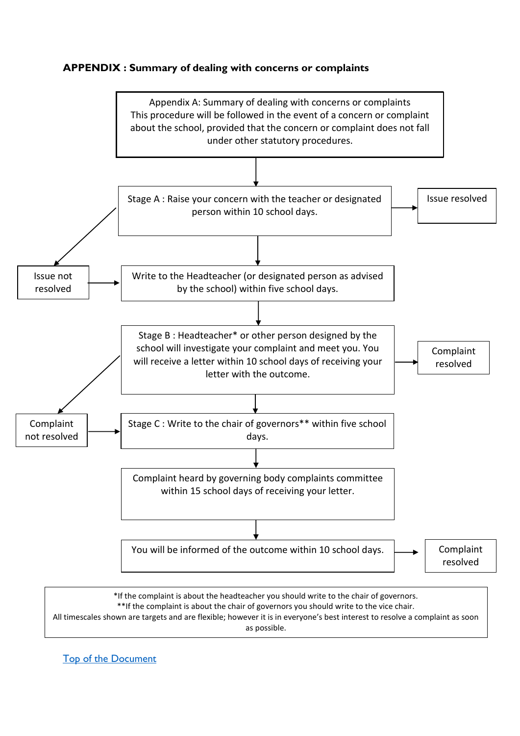**APPENDIX : Summary of dealing with concerns or complaints**

Appendix A: Summary of dealing with concerns or complaints
This procedure will be followed in the event of a concern or complaint about the school, provided that the concern or complaint does not fall under other statutory procedures.

Stage A : Raise your concern with the teacher or designated person within 10 school days.

Issue resolved

Issue not resolved

Write to the Headteacher (or designated person as advised by the school) within five school days.

Stage B : Headteacher* or other person designed by the school will investigate your complaint and meet you. You will receive a letter within 10 school days of receiving your letter with the outcome.

Complaint resolved

Complaint not resolved

Stage C : Write to the chair of governors** within five school days.

Complaint heard by governing body complaints committee within 15 school days of receiving your letter.

You will be informed of the outcome within 10 school days.

Complaint resolved

*If the complaint is about the headteacher you should write to the chair of governors.
**If the complaint is about the chair of governors you should write to the vice chair.
All timescales shown are targets and are flexible; however it is in everyone's best interest to resolve a complaint as soon as possible.

Top of the Document